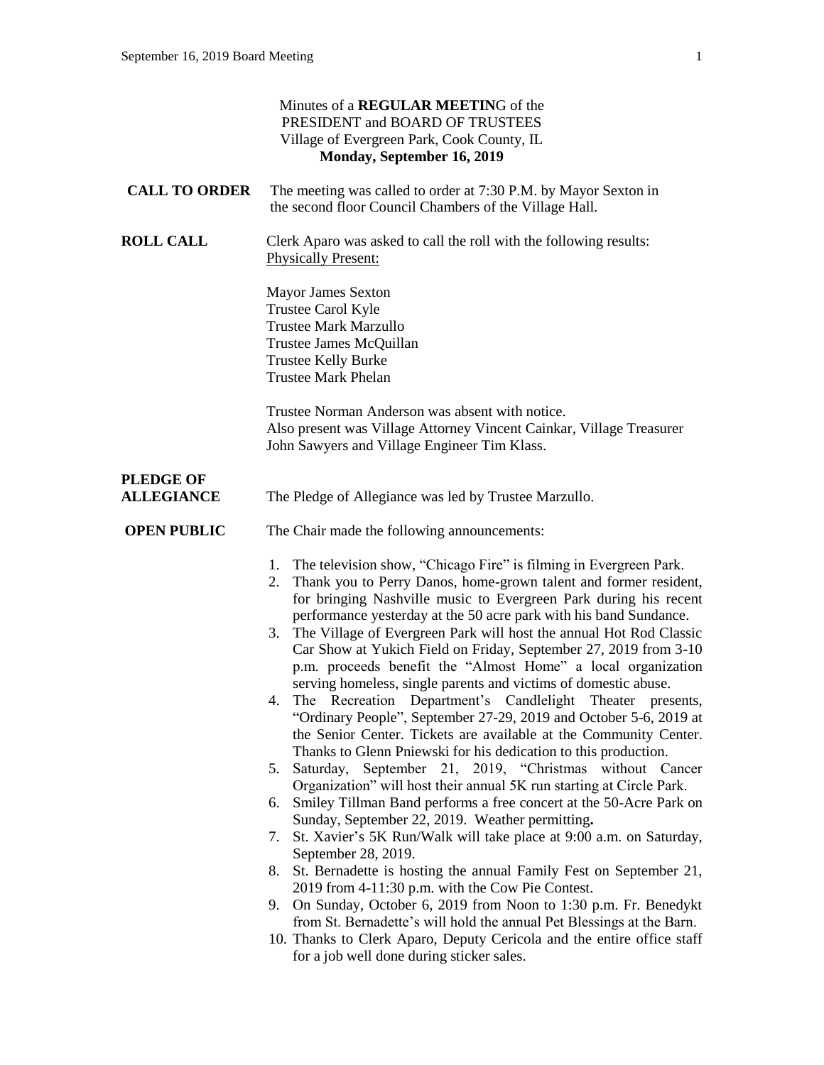Minutes of a **REGULAR MEETIN**G of the
PRESIDENT and BOARD OF TRUSTEES
Village of Evergreen Park, Cook County, IL
**Monday, September 16, 2019**

**CALL TO ORDER** The meeting was called to order at 7:30 P.M. by Mayor Sexton in the second floor Council Chambers of the Village Hall.

**ROLL CALL** Clerk Aparo was asked to call the roll with the following results:
Physically Present:

Mayor James Sexton
Trustee Carol Kyle
Trustee Mark Marzullo
Trustee James McQuillan
Trustee Kelly Burke
Trustee Mark Phelan

Trustee Norman Anderson was absent with notice.
Also present was Village Attorney Vincent Cainkar, Village Treasurer John Sawyers and Village Engineer Tim Klass.

**PLEDGE OF ALLEGIANCE** The Pledge of Allegiance was led by Trustee Marzullo.

**OPEN PUBLIC** The Chair made the following announcements:

1. The television show, "Chicago Fire" is filming in Evergreen Park.
2. Thank you to Perry Danos, home-grown talent and former resident, for bringing Nashville music to Evergreen Park during his recent performance yesterday at the 50 acre park with his band Sundance.
3. The Village of Evergreen Park will host the annual Hot Rod Classic Car Show at Yukich Field on Friday, September 27, 2019 from 3-10 p.m. proceeds benefit the "Almost Home" a local organization serving homeless, single parents and victims of domestic abuse.
4. The Recreation Department's Candlelight Theater presents, "Ordinary People", September 27-29, 2019 and October 5-6, 2019 at the Senior Center. Tickets are available at the Community Center. Thanks to Glenn Pniewski for his dedication to this production.
5. Saturday, September 21, 2019, "Christmas without Cancer Organization" will host their annual 5K run starting at Circle Park.
6. Smiley Tillman Band performs a free concert at the 50-Acre Park on Sunday, September 22, 2019. Weather permitting**.**
7. St. Xavier's 5K Run/Walk will take place at 9:00 a.m. on Saturday, September 28, 2019.
8. St. Bernadette is hosting the annual Family Fest on September 21, 2019 from 4-11:30 p.m. with the Cow Pie Contest.
9. On Sunday, October 6, 2019 from Noon to 1:30 p.m. Fr. Benedykt from St. Bernadette's will hold the annual Pet Blessings at the Barn.
10. Thanks to Clerk Aparo, Deputy Cericola and the entire office staff for a job well done during sticker sales.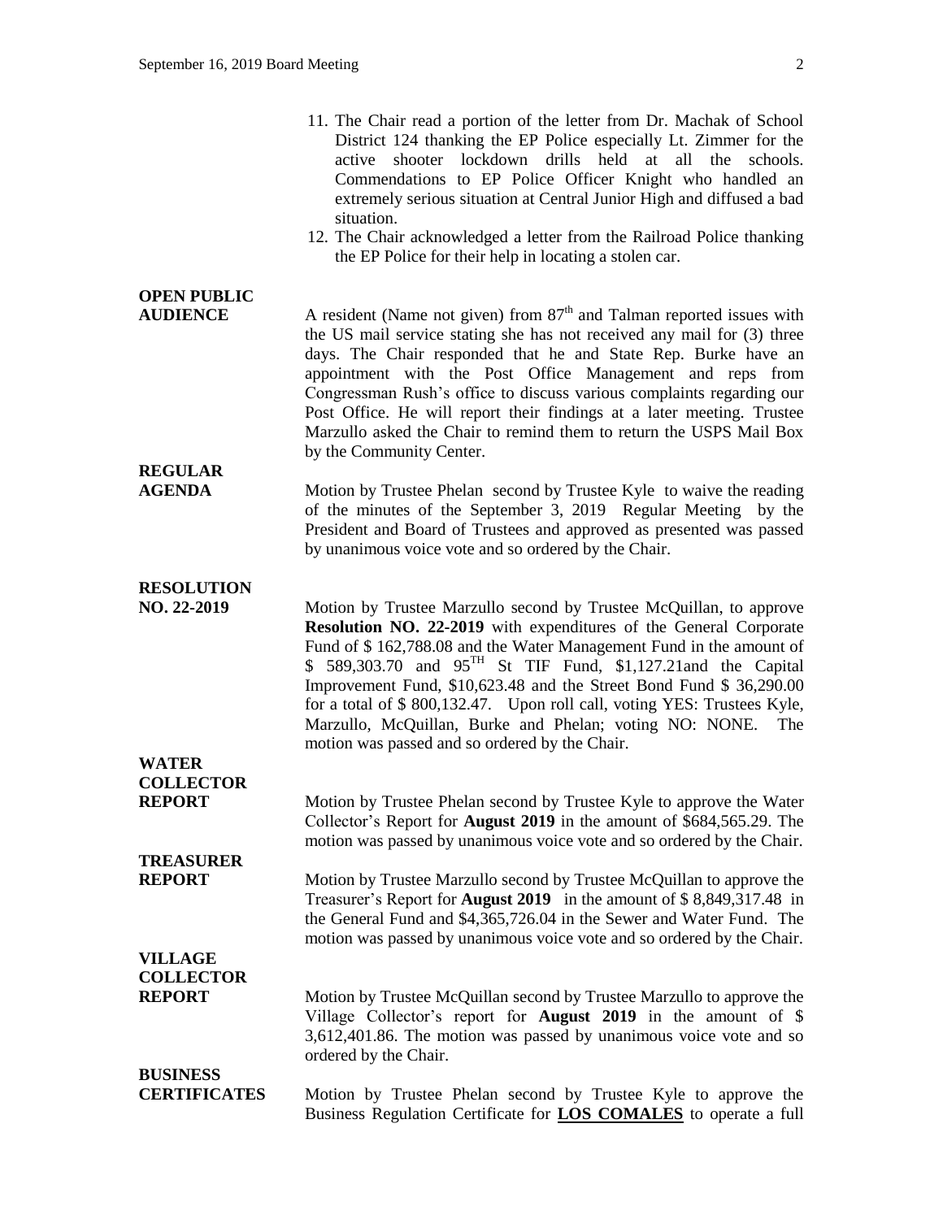11. The Chair read a portion of the letter from Dr. Machak of School District 124 thanking the EP Police especially Lt. Zimmer for the active shooter lockdown drills held at all the schools. Commendations to EP Police Officer Knight who handled an extremely serious situation at Central Junior High and diffused a bad situation.
12. The Chair acknowledged a letter from the Railroad Police thanking the EP Police for their help in locating a stolen car.

**OPEN PUBLIC AUDIENCE**

A resident (Name not given) from 87th and Talman reported issues with the US mail service stating she has not received any mail for (3) three days. The Chair responded that he and State Rep. Burke have an appointment with the Post Office Management and reps from Congressman Rush's office to discuss various complaints regarding our Post Office. He will report their findings at a later meeting. Trustee Marzullo asked the Chair to remind them to return the USPS Mail Box by the Community Center.

**REGULAR AGENDA**

Motion by Trustee Phelan second by Trustee Kyle to waive the reading of the minutes of the September 3, 2019 Regular Meeting by the President and Board of Trustees and approved as presented was passed by unanimous voice vote and so ordered by the Chair.

**RESOLUTION NO. 22-2019**

Motion by Trustee Marzullo second by Trustee McQuillan, to approve **Resolution NO. 22-2019** with expenditures of the General Corporate Fund of $ 162,788.08 and the Water Management Fund in the amount of $ 589,303.70 and 95TH St TIF Fund, $1,127.21and the Capital Improvement Fund, $10,623.48 and the Street Bond Fund $ 36,290.00 for a total of $ 800,132.47. Upon roll call, voting YES: Trustees Kyle, Marzullo, McQuillan, Burke and Phelan; voting NO: NONE. The motion was passed and so ordered by the Chair.

**WATER COLLECTOR REPORT**

Motion by Trustee Phelan second by Trustee Kyle to approve the Water Collector's Report for **August 2019** in the amount of $684,565.29. The motion was passed by unanimous voice vote and so ordered by the Chair.

**TREASURER REPORT**

Motion by Trustee Marzullo second by Trustee McQuillan to approve the Treasurer's Report for **August 2019** in the amount of $ 8,849,317.48 in the General Fund and $4,365,726.04 in the Sewer and Water Fund. The motion was passed by unanimous voice vote and so ordered by the Chair.

**VILLAGE COLLECTOR REPORT**

Motion by Trustee McQuillan second by Trustee Marzullo to approve the Village Collector's report for **August 2019** in the amount of $ 3,612,401.86. The motion was passed by unanimous voice vote and so ordered by the Chair.

**BUSINESS CERTIFICATES**

Motion by Trustee Phelan second by Trustee Kyle to approve the Business Regulation Certificate for **LOS COMALES** to operate a full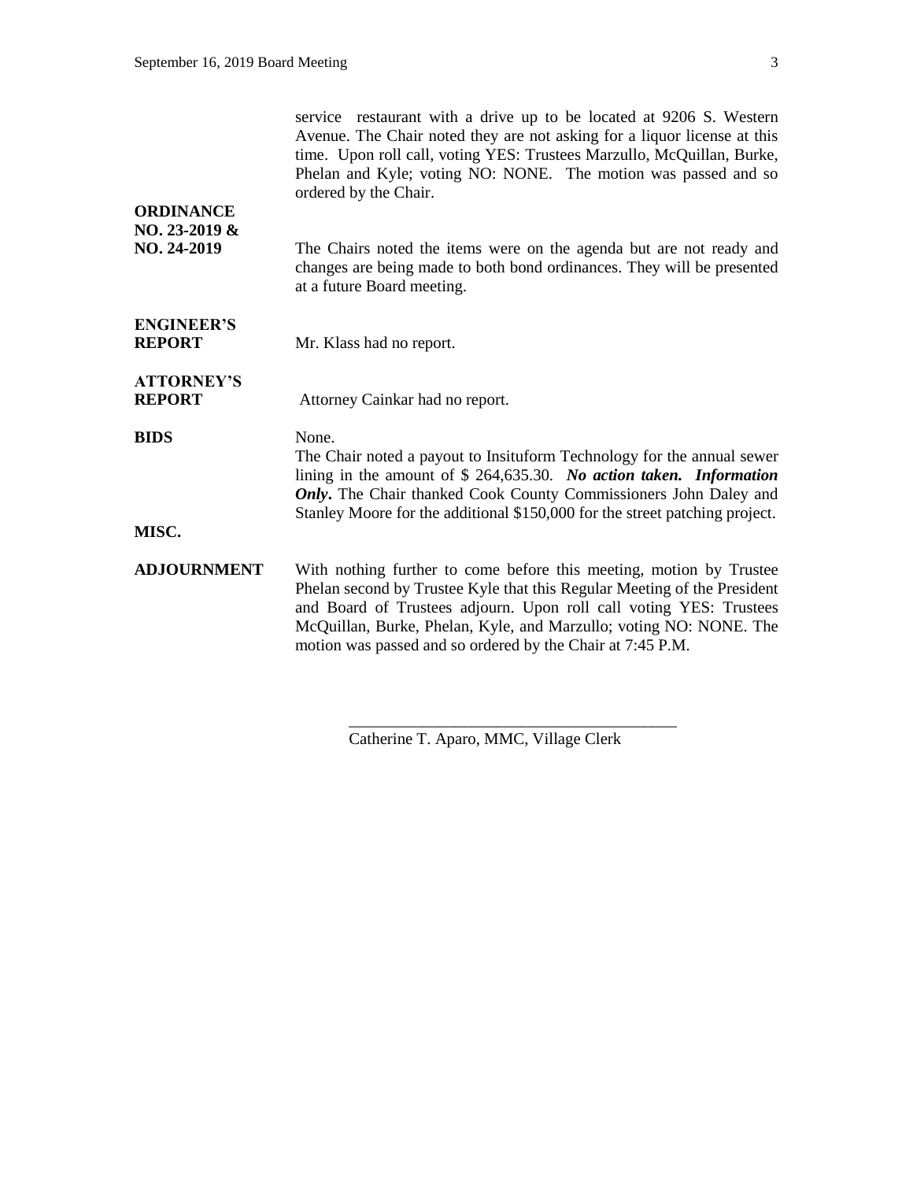service restaurant with a drive up to be located at 9206 S. Western Avenue. The Chair noted they are not asking for a liquor license at this time. Upon roll call, voting YES: Trustees Marzullo, McQuillan, Burke, Phelan and Kyle; voting NO: NONE. The motion was passed and so ordered by the Chair.

**ORDINANCE NO. 23-2019 & NO. 24-2019**

The Chairs noted the items were on the agenda but are not ready and changes are being made to both bond ordinances. They will be presented at a future Board meeting.

**ENGINEER'S REPORT**

Mr. Klass had no report.

**ATTORNEY'S REPORT**

Attorney Cainkar had no report.

**BIDS**

None.

**MISC.**

The Chair noted a payout to Insituform Technology for the annual sewer lining in the amount of $ 264,635.30. ***No action taken. Information Only*****.** The Chair thanked Cook County Commissioners John Daley and Stanley Moore for the additional $150,000 for the street patching project.

**ADJOURNMENT**

With nothing further to come before this meeting, motion by Trustee Phelan second by Trustee Kyle that this Regular Meeting of the President and Board of Trustees adjourn. Upon roll call voting YES: Trustees McQuillan, Burke, Phelan, Kyle, and Marzullo; voting NO: NONE. The motion was passed and so ordered by the Chair at 7:45 P.M.

\_\_\_\_\_\_\_\_\_\_\_\_\_\_\_\_\_\_\_\_\_\_\_\_\_\_\_\_\_\_\_\_\_\_\_\_\_\_\_\_

Catherine T. Aparo, MMC, Village Clerk